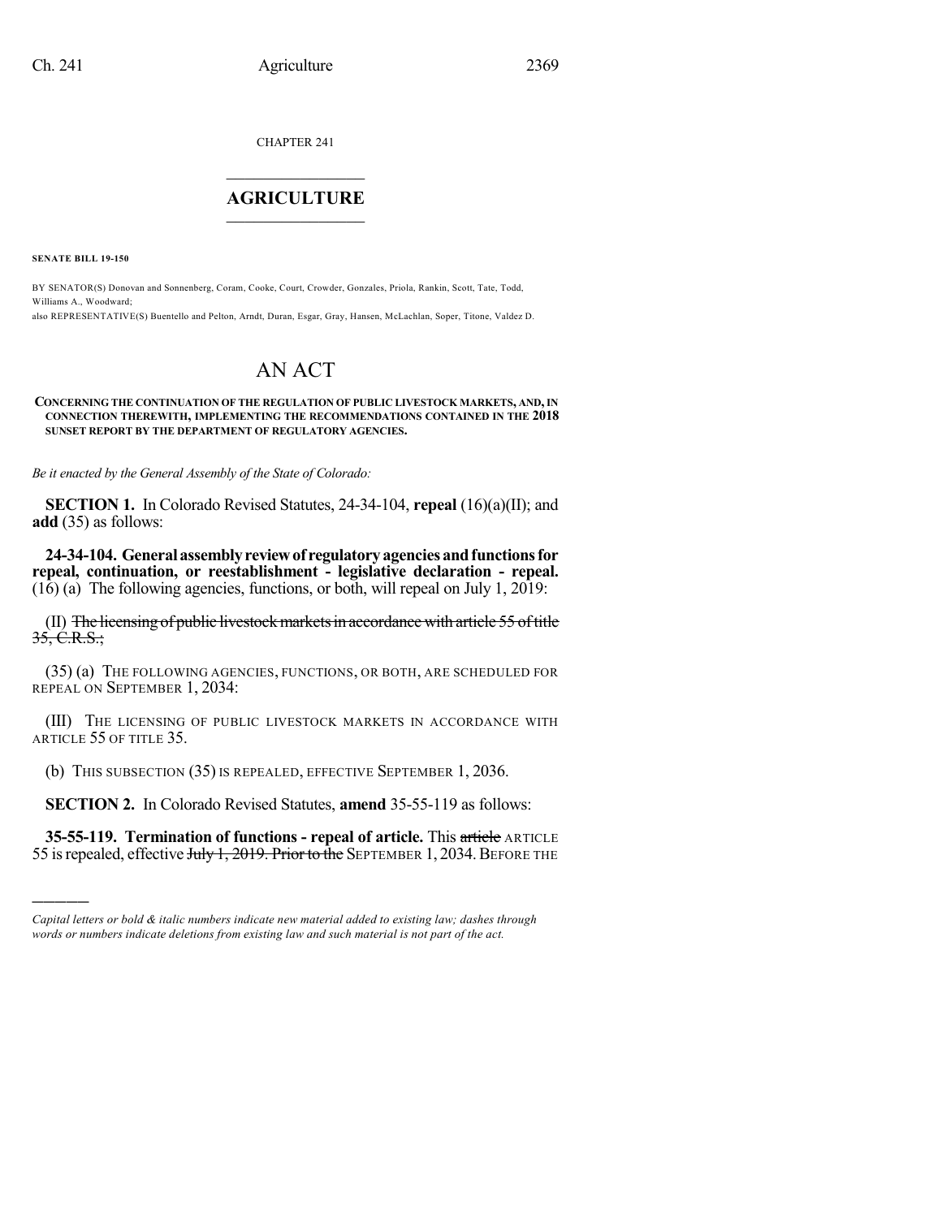CHAPTER 241

# AGRICULTURE

**SENATE BILL 19-150**

BY SENATOR(S) Donovan and Sonnenberg, Coram, Cooke, Court, Crowder, Gonzales, Priola, Rankin, Scott, Tate, Todd, Williams A., Woodward;
also REPRESENTATIVE(S) Buentello and Pelton, Arndt, Duran, Esgar, Gray, Hansen, McLachlan, Soper, Titone, Valdez D.

# AN ACT

**CONCERNING THE CONTINUATION OF THE REGULATION OF PUBLIC LIVESTOCK MARKETS, AND, IN CONNECTION THEREWITH, IMPLEMENTING THE RECOMMENDATIONS CONTAINED IN THE 2018 SUNSET REPORT BY THE DEPARTMENT OF REGULATORY AGENCIES.**

*Be it enacted by the General Assembly of the State of Colorado:*

**SECTION 1.** In Colorado Revised Statutes, 24-34-104, **repeal** (16)(a)(II); and **add** (35) as follows:

**24-34-104. General assembly review of regulatory agencies and functions for repeal, continuation, or reestablishment - legislative declaration - repeal.** (16) (a) The following agencies, functions, or both, will repeal on July 1, 2019:

(II) ~~The licensing of public livestock markets in accordance with article 55 of title 35, C.R.S.;~~

(35) (a) THE FOLLOWING AGENCIES, FUNCTIONS, OR BOTH, ARE SCHEDULED FOR REPEAL ON SEPTEMBER 1, 2034:

(III) THE LICENSING OF PUBLIC LIVESTOCK MARKETS IN ACCORDANCE WITH ARTICLE 55 OF TITLE 35.

(b) THIS SUBSECTION (35) IS REPEALED, EFFECTIVE SEPTEMBER 1, 2036.

**SECTION 2.** In Colorado Revised Statutes, **amend** 35-55-119 as follows:

**35-55-119. Termination of functions - repeal of article.** This ~~article~~ ARTICLE 55 is repealed, effective ~~July 1, 2019. Prior to the~~ SEPTEMBER 1, 2034. BEFORE THE

---

*Capital letters or bold & italic numbers indicate new material added to existing law; dashes through words or numbers indicate deletions from existing law and such material is not part of the act.*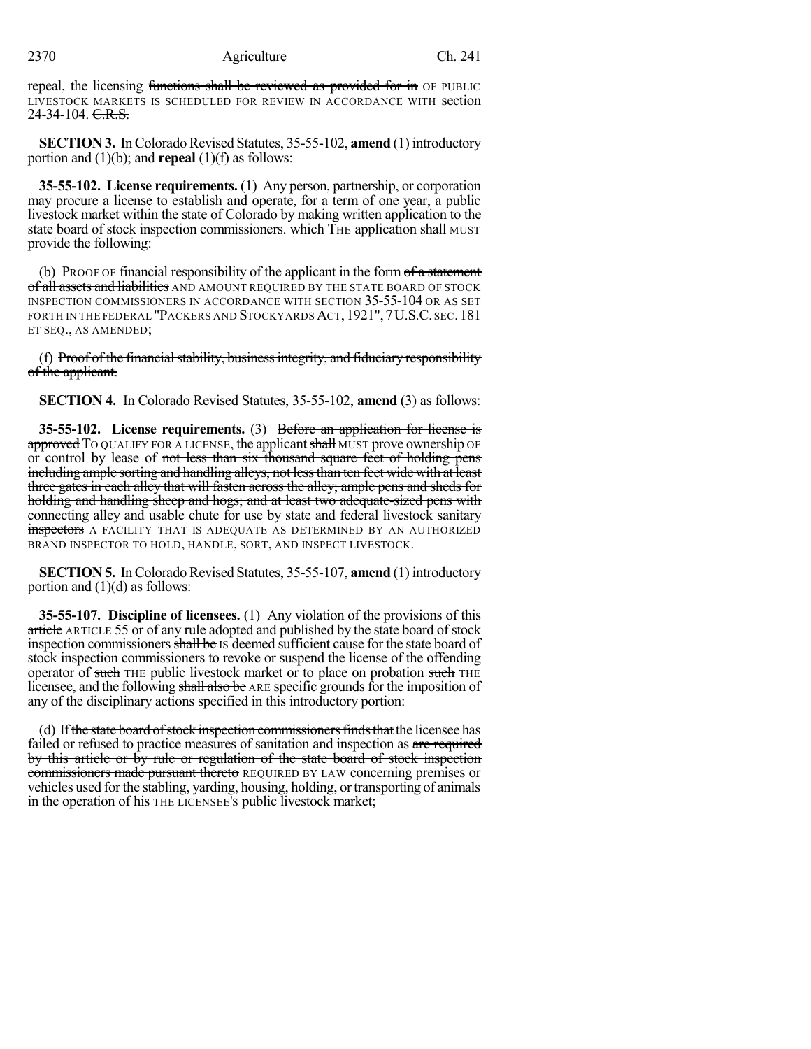repeal, the licensing ~~functions shall be reviewed as provided for in~~ OF PUBLIC LIVESTOCK MARKETS IS SCHEDULED FOR REVIEW IN ACCORDANCE WITH section 24-34-104. ~~C.R.S.~~

**SECTION 3.** In Colorado Revised Statutes, 35-55-102, **amend** (1) introductory portion and (1)(b); and **repeal** (1)(f) as follows:

**35-55-102. License requirements.** (1) Any person, partnership, or corporation may procure a license to establish and operate, for a term of one year, a public livestock market within the state of Colorado by making written application to the state board of stock inspection commissioners. ~~which~~ THE application ~~shall~~ MUST provide the following:

(b) PROOF OF financial responsibility of the applicant in the form ~~of a statement of all assets and liabilities~~ AND AMOUNT REQUIRED BY THE STATE BOARD OF STOCK INSPECTION COMMISSIONERS IN ACCORDANCE WITH SECTION 35-55-104 OR AS SET FORTH IN THE FEDERAL "PACKERS AND STOCKYARDS ACT, 1921", 7 U.S.C. SEC. 181 ET SEQ., AS AMENDED;

(f) ~~Proof of the financial stability, business integrity, and fiduciary responsibility of the applicant.~~

**SECTION 4.** In Colorado Revised Statutes, 35-55-102, **amend** (3) as follows:

**35-55-102. License requirements.** (3) ~~Before an application for license is approved~~ TO QUALIFY FOR A LICENSE, the applicant ~~shall~~ MUST prove ownership OF or control by lease of ~~not less than six thousand square feet of holding pens including ample sorting and handling alleys, not less than ten feet wide with at least three gates in each alley that will fasten across the alley; ample pens and sheds for holding and handling sheep and hogs; and at least two adequate-sized pens with connecting alley and usable chute for use by state and federal livestock sanitary inspectors~~ A FACILITY THAT IS ADEQUATE AS DETERMINED BY AN AUTHORIZED BRAND INSPECTOR TO HOLD, HANDLE, SORT, AND INSPECT LIVESTOCK.

**SECTION 5.** In Colorado Revised Statutes, 35-55-107, **amend** (1) introductory portion and (1)(d) as follows:

**35-55-107. Discipline of licensees.** (1) Any violation of the provisions of this ~~article~~ ARTICLE 55 or of any rule adopted and published by the state board of stock inspection commissioners ~~shall be~~ IS deemed sufficient cause for the state board of stock inspection commissioners to revoke or suspend the license of the offending operator of ~~such~~ THE public livestock market or to place on probation ~~such~~ THE licensee, and the following ~~shall also be~~ ARE specific grounds for the imposition of any of the disciplinary actions specified in this introductory portion:

(d) If ~~the state board of stock inspection commissioners finds that~~ the licensee has failed or refused to practice measures of sanitation and inspection as ~~are required by this article or by rule or regulation of the state board of stock inspection commissioners made pursuant thereto~~ REQUIRED BY LAW concerning premises or vehicles used for the stabling, yarding, housing, holding, or transporting of animals in the operation of ~~his~~ THE LICENSEE'S public livestock market;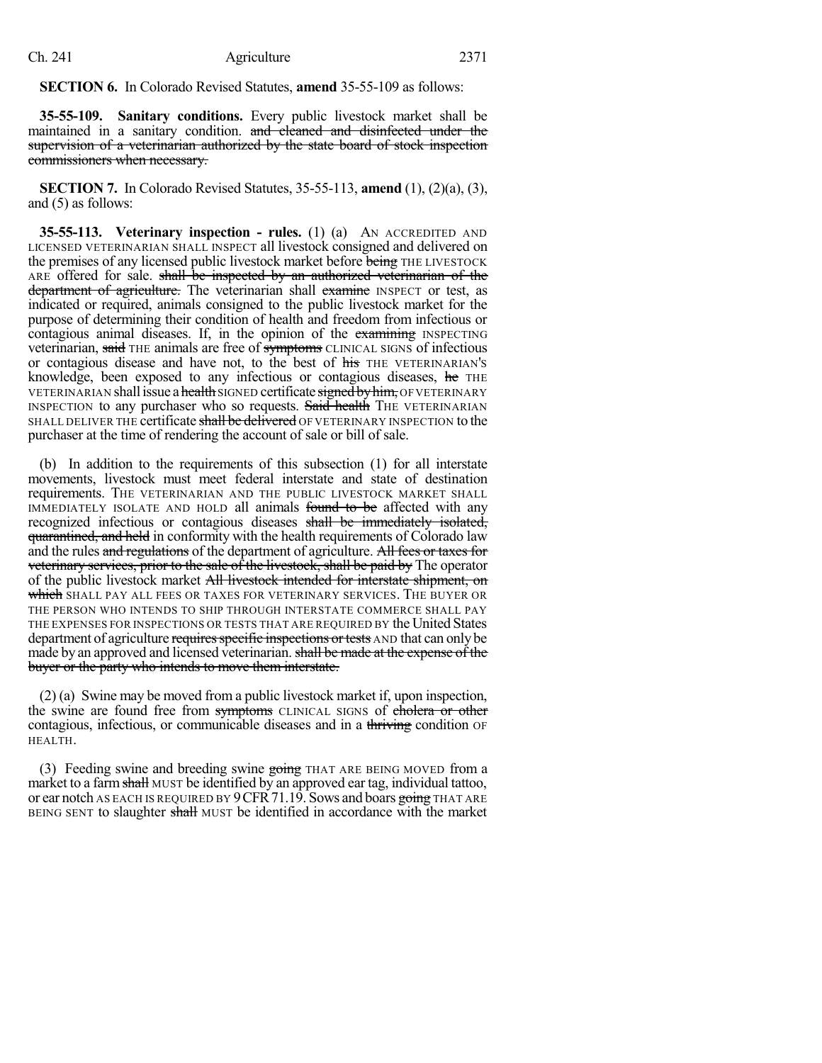**SECTION 6.** In Colorado Revised Statutes, **amend** 35-55-109 as follows:

**35-55-109. Sanitary conditions.** Every public livestock market shall be maintained in a sanitary condition. ~~and cleaned and disinfected under the supervision of a veterinarian authorized by the state board of stock inspection commissioners when necessary.~~

**SECTION 7.** In Colorado Revised Statutes, 35-55-113, **amend** (1), (2)(a), (3), and (5) as follows:

**35-55-113. Veterinary inspection - rules.** (1) (a) AN ACCREDITED AND LICENSED VETERINARIAN SHALL INSPECT all livestock consigned and delivered on the premises of any licensed public livestock market before ~~being~~ THE LIVESTOCK ARE offered for sale. ~~shall be inspected by an authorized veterinarian of the department of agriculture.~~ The veterinarian shall ~~examine~~ INSPECT or test, as indicated or required, animals consigned to the public livestock market for the purpose of determining their condition of health and freedom from infectious or contagious animal diseases. If, in the opinion of the ~~examining~~ INSPECTING veterinarian, ~~said~~ THE animals are free of ~~symptoms~~ CLINICAL SIGNS of infectious or contagious disease and have not, to the best of ~~his~~ THE VETERINARIAN'S knowledge, been exposed to any infectious or contagious diseases, ~~he~~ THE VETERINARIAN shall issue a ~~health~~ SIGNED certificate ~~signed by him,~~ OF VETERINARY INSPECTION to any purchaser who so requests. ~~Said health~~ THE VETERINARIAN SHALL DELIVER THE certificate ~~shall be delivered~~ OF VETERINARY INSPECTION to the purchaser at the time of rendering the account of sale or bill of sale.

(b) In addition to the requirements of this subsection (1) for all interstate movements, livestock must meet federal interstate and state of destination requirements. THE VETERINARIAN AND THE PUBLIC LIVESTOCK MARKET SHALL IMMEDIATELY ISOLATE AND HOLD all animals ~~found to be~~ affected with any recognized infectious or contagious diseases ~~shall be immediately isolated, quarantined, and held~~ in conformity with the health requirements of Colorado law and the rules ~~and regulations~~ of the department of agriculture. ~~All fees or taxes for veterinary services, prior to the sale of the livestock, shall be paid by~~ The operator of the public livestock market ~~All livestock intended for interstate shipment, on which~~ SHALL PAY ALL FEES OR TAXES FOR VETERINARY SERVICES. THE BUYER OR THE PERSON WHO INTENDS TO SHIP THROUGH INTERSTATE COMMERCE SHALL PAY THE EXPENSES FOR INSPECTIONS OR TESTS THAT ARE REQUIRED BY the United States department of agriculture ~~requires specific inspections or tests~~ AND that can only be made by an approved and licensed veterinarian. ~~shall be made at the expense of the buyer or the party who intends to move them interstate.~~

(2) (a) Swine may be moved from a public livestock market if, upon inspection, the swine are found free from ~~symptoms~~ CLINICAL SIGNS of ~~cholera or other~~ contagious, infectious, or communicable diseases and in a ~~thriving~~ condition OF HEALTH.

(3) Feeding swine and breeding swine ~~going~~ THAT ARE BEING MOVED from a market to a farm ~~shall~~ MUST be identified by an approved ear tag, individual tattoo, or ear notch AS EACH IS REQUIRED BY 9 CFR 71.19. Sows and boars ~~going~~ THAT ARE BEING SENT to slaughter ~~shall~~ MUST be identified in accordance with the market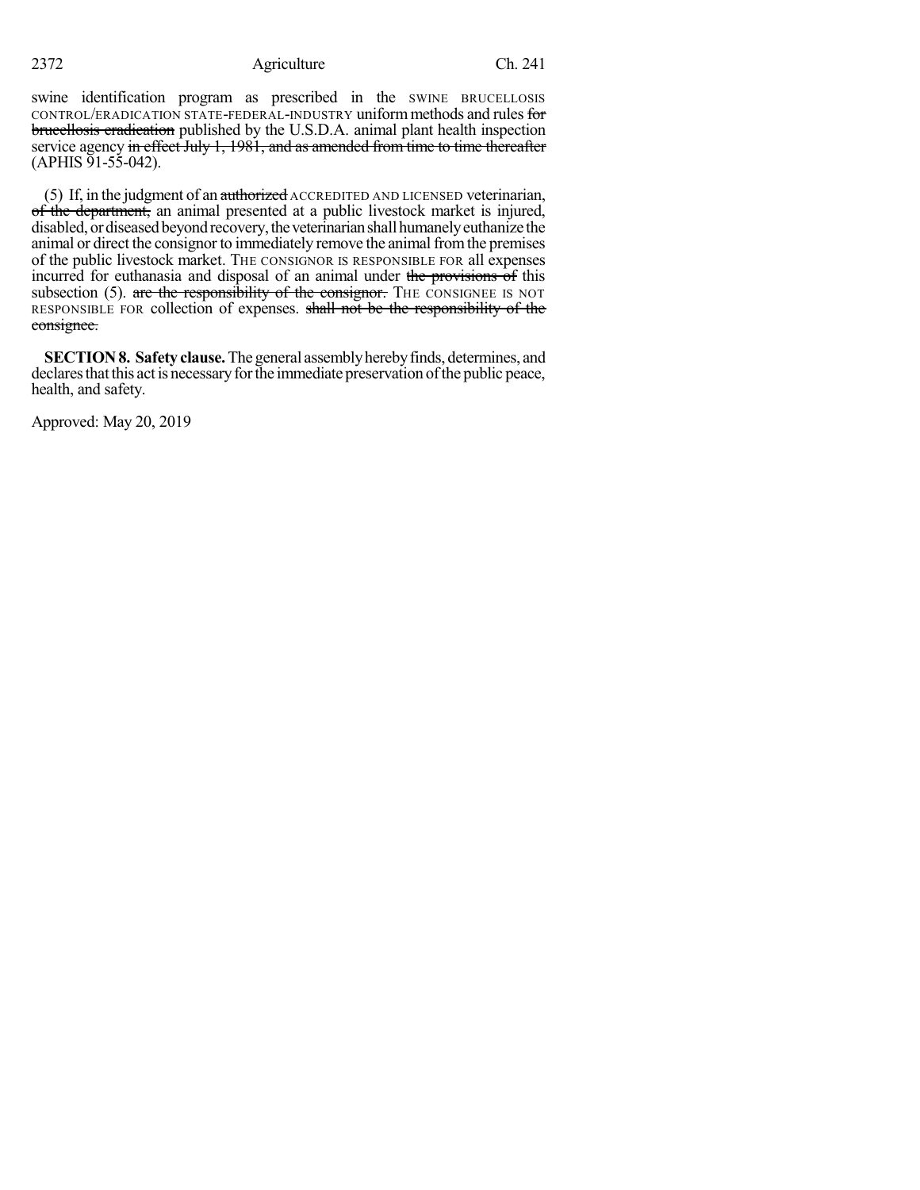swine identification program as prescribed in the SWINE BRUCELLOSIS CONTROL/ERADICATION STATE-FEDERAL-INDUSTRY uniform methods and rules ~~for brucellosis eradication~~ published by the U.S.D.A. animal plant health inspection service agency ~~in effect July 1, 1981, and as amended from time to time thereafter~~ (APHIS 91-55-042).

(5) If, in the judgment of an ~~authorized~~ ACCREDITED AND LICENSED veterinarian, ~~of the department,~~ an animal presented at a public livestock market is injured, disabled, or diseased beyond recovery, the veterinarian shall humanely euthanize the animal or direct the consignor to immediately remove the animal from the premises of the public livestock market. THE CONSIGNOR IS RESPONSIBLE FOR all expenses incurred for euthanasia and disposal of an animal under ~~the provisions of~~ this subsection (5). ~~are the responsibility of the consignor.~~ THE CONSIGNEE IS NOT RESPONSIBLE FOR collection of expenses. ~~shall not be the responsibility of the consignee.~~

**SECTION 8. Safety clause.** The general assembly hereby finds, determines, and declares that this act is necessary for the immediate preservation of the public peace, health, and safety.

Approved: May 20, 2019